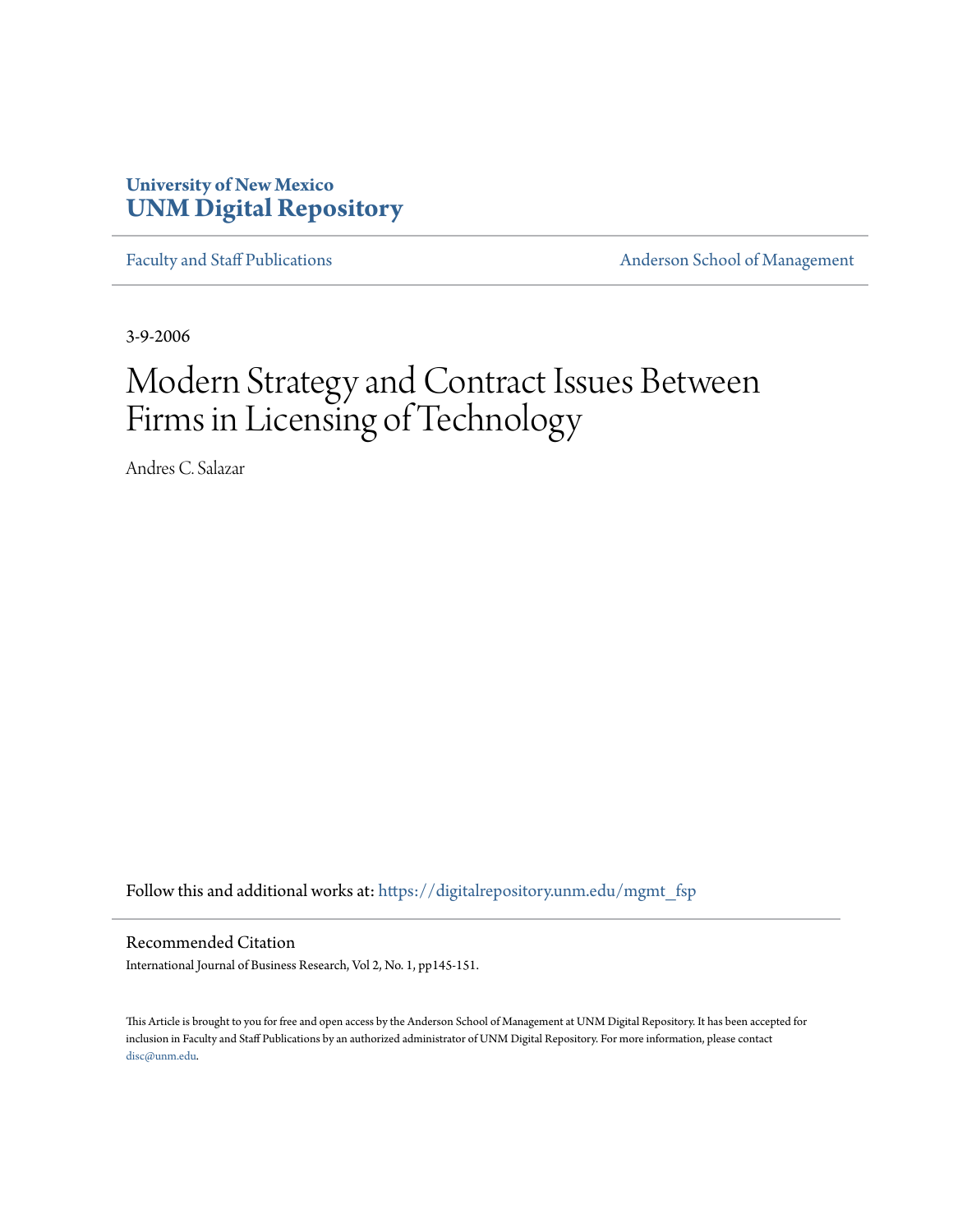University of New Mexico
**UNM Digital Repository**

Faculty and Staff Publications | Anderson School of Management

3-9-2006

# Modern Strategy and Contract Issues Between Firms in Licensing of Technology

Andres C. Salazar

Follow this and additional works at: https://digitalrepository.unm.edu/mgmt_fsp

## Recommended Citation

International Journal of Business Research, Vol 2, No. 1, pp145-151.

This Article is brought to you for free and open access by the Anderson School of Management at UNM Digital Repository. It has been accepted for inclusion in Faculty and Staff Publications by an authorized administrator of UNM Digital Repository. For more information, please contact disc@unm.edu.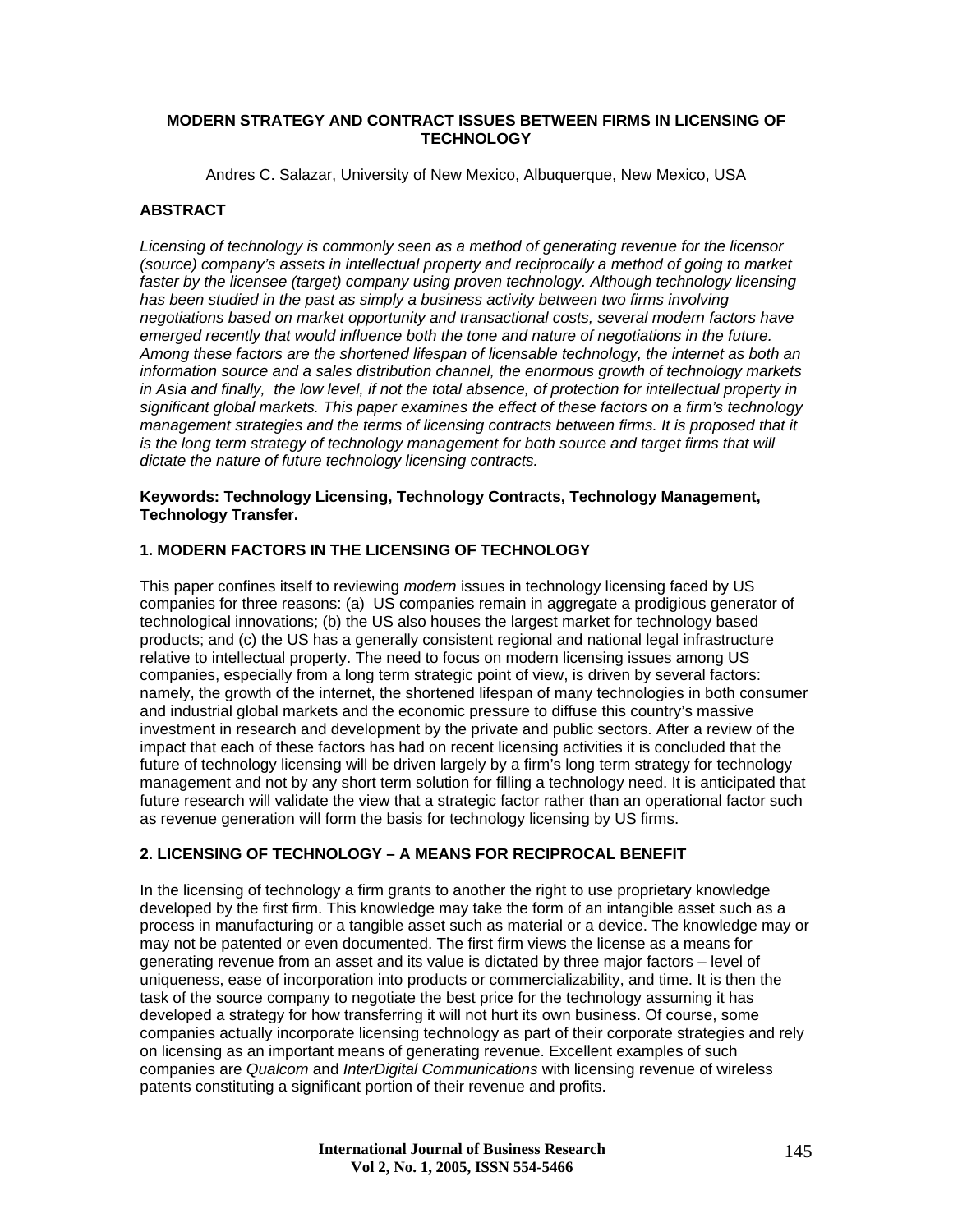# MODERN STRATEGY AND CONTRACT ISSUES BETWEEN FIRMS IN LICENSING OF TECHNOLOGY

Andres C. Salazar, University of New Mexico, Albuquerque, New Mexico, USA

## ABSTRACT

*Licensing of technology is commonly seen as a method of generating revenue for the licensor (source) company's assets in intellectual property and reciprocally a method of going to market faster by the licensee (target) company using proven technology. Although technology licensing has been studied in the past as simply a business activity between two firms involving negotiations based on market opportunity and transactional costs, several modern factors have emerged recently that would influence both the tone and nature of negotiations in the future. Among these factors are the shortened lifespan of licensable technology, the internet as both an information source and a sales distribution channel, the enormous growth of technology markets in Asia and finally, the low level, if not the total absence, of protection for intellectual property in significant global markets. This paper examines the effect of these factors on a firm's technology management strategies and the terms of licensing contracts between firms. It is proposed that it is the long term strategy of technology management for both source and target firms that will dictate the nature of future technology licensing contracts.*

**Keywords: Technology Licensing, Technology Contracts, Technology Management, Technology Transfer.**

## 1. MODERN FACTORS IN THE LICENSING OF TECHNOLOGY

This paper confines itself to reviewing *modern* issues in technology licensing faced by US companies for three reasons: (a) US companies remain in aggregate a prodigious generator of technological innovations; (b) the US also houses the largest market for technology based products; and (c) the US has a generally consistent regional and national legal infrastructure relative to intellectual property. The need to focus on modern licensing issues among US companies, especially from a long term strategic point of view, is driven by several factors: namely, the growth of the internet, the shortened lifespan of many technologies in both consumer and industrial global markets and the economic pressure to diffuse this country's massive investment in research and development by the private and public sectors. After a review of the impact that each of these factors has had on recent licensing activities it is concluded that the future of technology licensing will be driven largely by a firm's long term strategy for technology management and not by any short term solution for filling a technology need. It is anticipated that future research will validate the view that a strategic factor rather than an operational factor such as revenue generation will form the basis for technology licensing by US firms.

## 2. LICENSING OF TECHNOLOGY – A MEANS FOR RECIPROCAL BENEFIT

In the licensing of technology a firm grants to another the right to use proprietary knowledge developed by the first firm. This knowledge may take the form of an intangible asset such as a process in manufacturing or a tangible asset such as material or a device. The knowledge may or may not be patented or even documented. The first firm views the license as a means for generating revenue from an asset and its value is dictated by three major factors – level of uniqueness, ease of incorporation into products or commercializability, and time. It is then the task of the source company to negotiate the best price for the technology assuming it has developed a strategy for how transferring it will not hurt its own business. Of course, some companies actually incorporate licensing technology as part of their corporate strategies and rely on licensing as an important means of generating revenue. Excellent examples of such companies are *Qualcom* and *InterDigital Communications* with licensing revenue of wireless patents constituting a significant portion of their revenue and profits.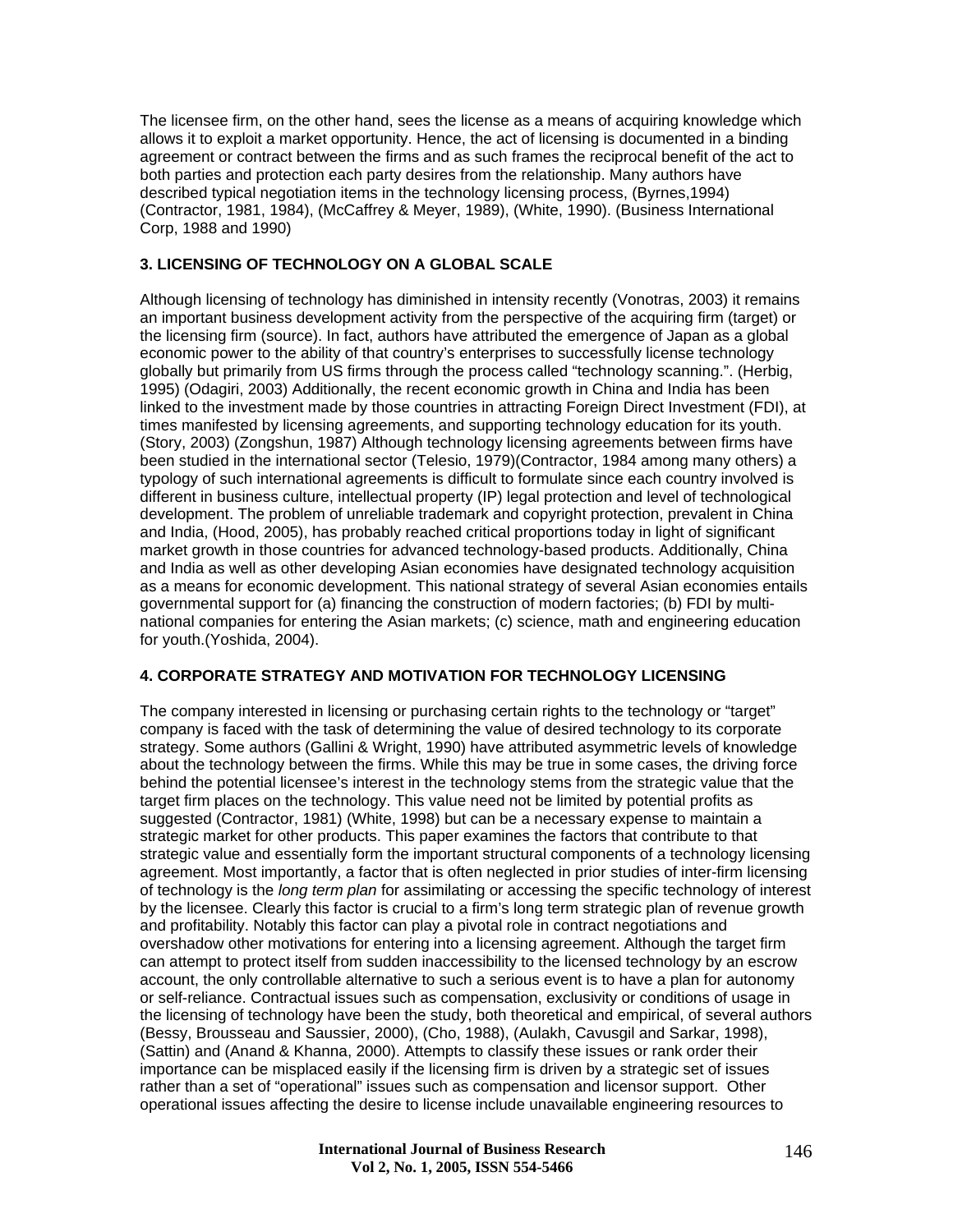The licensee firm, on the other hand, sees the license as a means of acquiring knowledge which allows it to exploit a market opportunity. Hence, the act of licensing is documented in a binding agreement or contract between the firms and as such frames the reciprocal benefit of the act to both parties and protection each party desires from the relationship. Many authors have described typical negotiation items in the technology licensing process, (Byrnes,1994) (Contractor, 1981, 1984), (McCaffrey & Meyer, 1989), (White, 1990). (Business International Corp, 1988 and 1990)

## 3. LICENSING OF TECHNOLOGY ON A GLOBAL SCALE

Although licensing of technology has diminished in intensity recently (Vonotras, 2003) it remains an important business development activity from the perspective of the acquiring firm (target) or the licensing firm (source). In fact, authors have attributed the emergence of Japan as a global economic power to the ability of that country's enterprises to successfully license technology globally but primarily from US firms through the process called "technology scanning.". (Herbig, 1995) (Odagiri, 2003) Additionally, the recent economic growth in China and India has been linked to the investment made by those countries in attracting Foreign Direct Investment (FDI), at times manifested by licensing agreements, and supporting technology education for its youth. (Story, 2003) (Zongshun, 1987) Although technology licensing agreements between firms have been studied in the international sector (Telesio, 1979)(Contractor, 1984 among many others) a typology of such international agreements is difficult to formulate since each country involved is different in business culture, intellectual property (IP) legal protection and level of technological development. The problem of unreliable trademark and copyright protection, prevalent in China and India, (Hood, 2005), has probably reached critical proportions today in light of significant market growth in those countries for advanced technology-based products. Additionally, China and India as well as other developing Asian economies have designated technology acquisition as a means for economic development. This national strategy of several Asian economies entails governmental support for (a) financing the construction of modern factories; (b) FDI by multi-national companies for entering the Asian markets; (c) science, math and engineering education for youth.(Yoshida, 2004).

## 4. CORPORATE STRATEGY AND MOTIVATION FOR TECHNOLOGY LICENSING

The company interested in licensing or purchasing certain rights to the technology or "target" company is faced with the task of determining the value of desired technology to its corporate strategy. Some authors (Gallini & Wright, 1990) have attributed asymmetric levels of knowledge about the technology between the firms. While this may be true in some cases, the driving force behind the potential licensee's interest in the technology stems from the strategic value that the target firm places on the technology. This value need not be limited by potential profits as suggested (Contractor, 1981) (White, 1998) but can be a necessary expense to maintain a strategic market for other products. This paper examines the factors that contribute to that strategic value and essentially form the important structural components of a technology licensing agreement. Most importantly, a factor that is often neglected in prior studies of inter-firm licensing of technology is the *long term plan* for assimilating or accessing the specific technology of interest by the licensee. Clearly this factor is crucial to a firm's long term strategic plan of revenue growth and profitability. Notably this factor can play a pivotal role in contract negotiations and overshadow other motivations for entering into a licensing agreement. Although the target firm can attempt to protect itself from sudden inaccessibility to the licensed technology by an escrow account, the only controllable alternative to such a serious event is to have a plan for autonomy or self-reliance. Contractual issues such as compensation, exclusivity or conditions of usage in the licensing of technology have been the study, both theoretical and empirical, of several authors (Bessy, Brousseau and Saussier, 2000), (Cho, 1988), (Aulakh, Cavusgil and Sarkar, 1998), (Sattin) and (Anand & Khanna, 2000). Attempts to classify these issues or rank order their importance can be misplaced easily if the licensing firm is driven by a strategic set of issues rather than a set of "operational" issues such as compensation and licensor support. Other operational issues affecting the desire to license include unavailable engineering resources to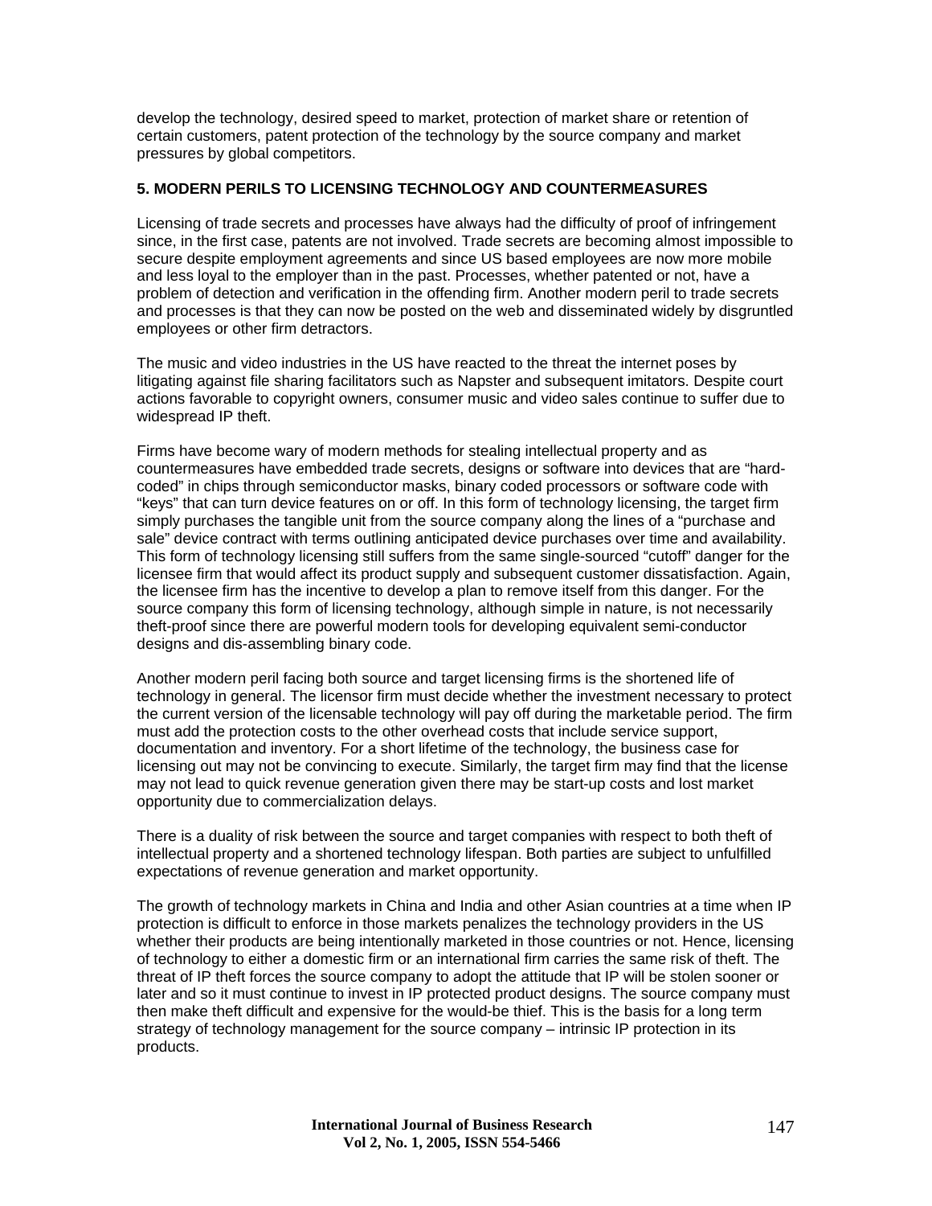develop the technology, desired speed to market, protection of market share or retention of certain customers, patent protection of the technology by the source company and market pressures by global competitors.

## 5. MODERN PERILS TO LICENSING TECHNOLOGY AND COUNTERMEASURES

Licensing of trade secrets and processes have always had the difficulty of proof of infringement since, in the first case, patents are not involved. Trade secrets are becoming almost impossible to secure despite employment agreements and since US based employees are now more mobile and less loyal to the employer than in the past. Processes, whether patented or not, have a problem of detection and verification in the offending firm. Another modern peril to trade secrets and processes is that they can now be posted on the web and disseminated widely by disgruntled employees or other firm detractors.

The music and video industries in the US have reacted to the threat the internet poses by litigating against file sharing facilitators such as Napster and subsequent imitators. Despite court actions favorable to copyright owners, consumer music and video sales continue to suffer due to widespread IP theft.

Firms have become wary of modern methods for stealing intellectual property and as countermeasures have embedded trade secrets, designs or software into devices that are "hard-coded" in chips through semiconductor masks, binary coded processors or software code with "keys" that can turn device features on or off. In this form of technology licensing, the target firm simply purchases the tangible unit from the source company along the lines of a "purchase and sale" device contract with terms outlining anticipated device purchases over time and availability. This form of technology licensing still suffers from the same single-sourced "cutoff" danger for the licensee firm that would affect its product supply and subsequent customer dissatisfaction. Again, the licensee firm has the incentive to develop a plan to remove itself from this danger. For the source company this form of licensing technology, although simple in nature, is not necessarily theft-proof since there are powerful modern tools for developing equivalent semi-conductor designs and dis-assembling binary code.

Another modern peril facing both source and target licensing firms is the shortened life of technology in general. The licensor firm must decide whether the investment necessary to protect the current version of the licensable technology will pay off during the marketable period. The firm must add the protection costs to the other overhead costs that include service support, documentation and inventory. For a short lifetime of the technology, the business case for licensing out may not be convincing to execute. Similarly, the target firm may find that the license may not lead to quick revenue generation given there may be start-up costs and lost market opportunity due to commercialization delays.

There is a duality of risk between the source and target companies with respect to both theft of intellectual property and a shortened technology lifespan. Both parties are subject to unfulfilled expectations of revenue generation and market opportunity.

The growth of technology markets in China and India and other Asian countries at a time when IP protection is difficult to enforce in those markets penalizes the technology providers in the US whether their products are being intentionally marketed in those countries or not. Hence, licensing of technology to either a domestic firm or an international firm carries the same risk of theft. The threat of IP theft forces the source company to adopt the attitude that IP will be stolen sooner or later and so it must continue to invest in IP protected product designs. The source company must then make theft difficult and expensive for the would-be thief. This is the basis for a long term strategy of technology management for the source company – intrinsic IP protection in its products.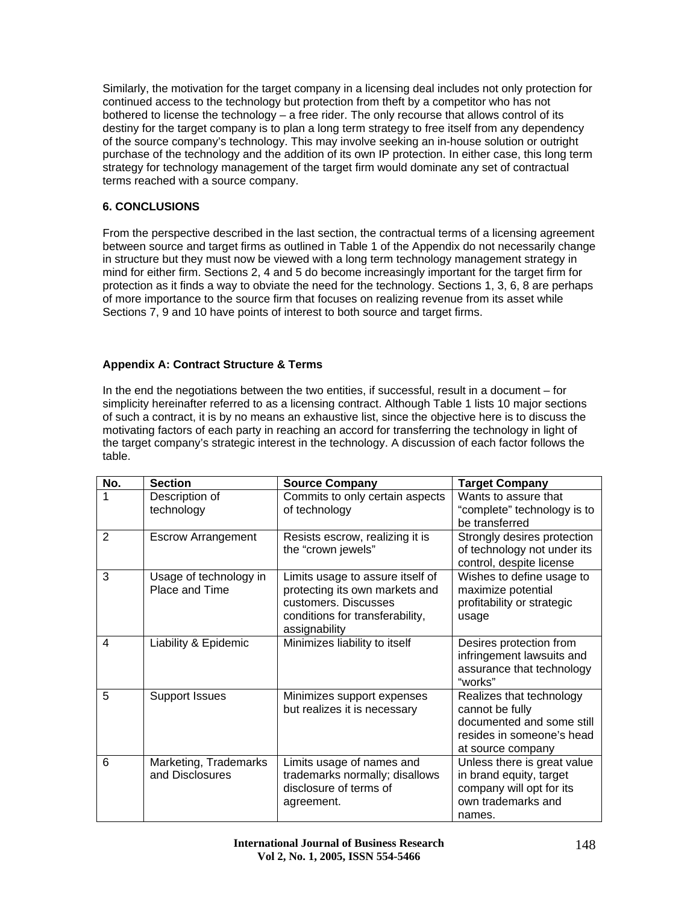Similarly, the motivation for the target company in a licensing deal includes not only protection for continued access to the technology but protection from theft by a competitor who has not bothered to license the technology – a free rider. The only recourse that allows control of its destiny for the target company is to plan a long term strategy to free itself from any dependency of the source company's technology. This may involve seeking an in-house solution or outright purchase of the technology and the addition of its own IP protection. In either case, this long term strategy for technology management of the target firm would dominate any set of contractual terms reached with a source company.

## 6. CONCLUSIONS

From the perspective described in the last section, the contractual terms of a licensing agreement between source and target firms as outlined in Table 1 of the Appendix do not necessarily change in structure but they must now be viewed with a long term technology management strategy in mind for either firm. Sections 2, 4 and 5 do become increasingly important for the target firm for protection as it finds a way to obviate the need for the technology. Sections 1, 3, 6, 8 are perhaps of more importance to the source firm that focuses on realizing revenue from its asset while Sections 7, 9 and 10 have points of interest to both source and target firms.

### Appendix A: Contract Structure & Terms

In the end the negotiations between the two entities, if successful, result in a document – for simplicity hereinafter referred to as a licensing contract. Although Table 1 lists 10 major sections of such a contract, it is by no means an exhaustive list, since the objective here is to discuss the motivating factors of each party in reaching an accord for transferring the technology in light of the target company's strategic interest in the technology. A discussion of each factor follows the table.

| No. | Section | Source Company | Target Company |
|---|---|---|---|
| 1 | Description of technology | Commits to only certain aspects of technology | Wants to assure that "complete" technology is to be transferred |
| 2 | Escrow Arrangement | Resists escrow, realizing it is the "crown jewels" | Strongly desires protection of technology not under its control, despite license |
| 3 | Usage of technology in Place and Time | Limits usage to assure itself of protecting its own markets and customers. Discusses conditions for transferability, assignability | Wishes to define usage to maximize potential profitability or strategic usage |
| 4 | Liability & Epidemic | Minimizes liability to itself | Desires protection from infringement lawsuits and assurance that technology "works" |
| 5 | Support Issues | Minimizes support expenses but realizes it is necessary | Realizes that technology cannot be fully documented and some still resides in someone's head at source company |
| 6 | Marketing, Trademarks and Disclosures | Limits usage of names and trademarks normally; disallows disclosure of terms of agreement. | Unless there is great value in brand equity, target company will opt for its own trademarks and names. |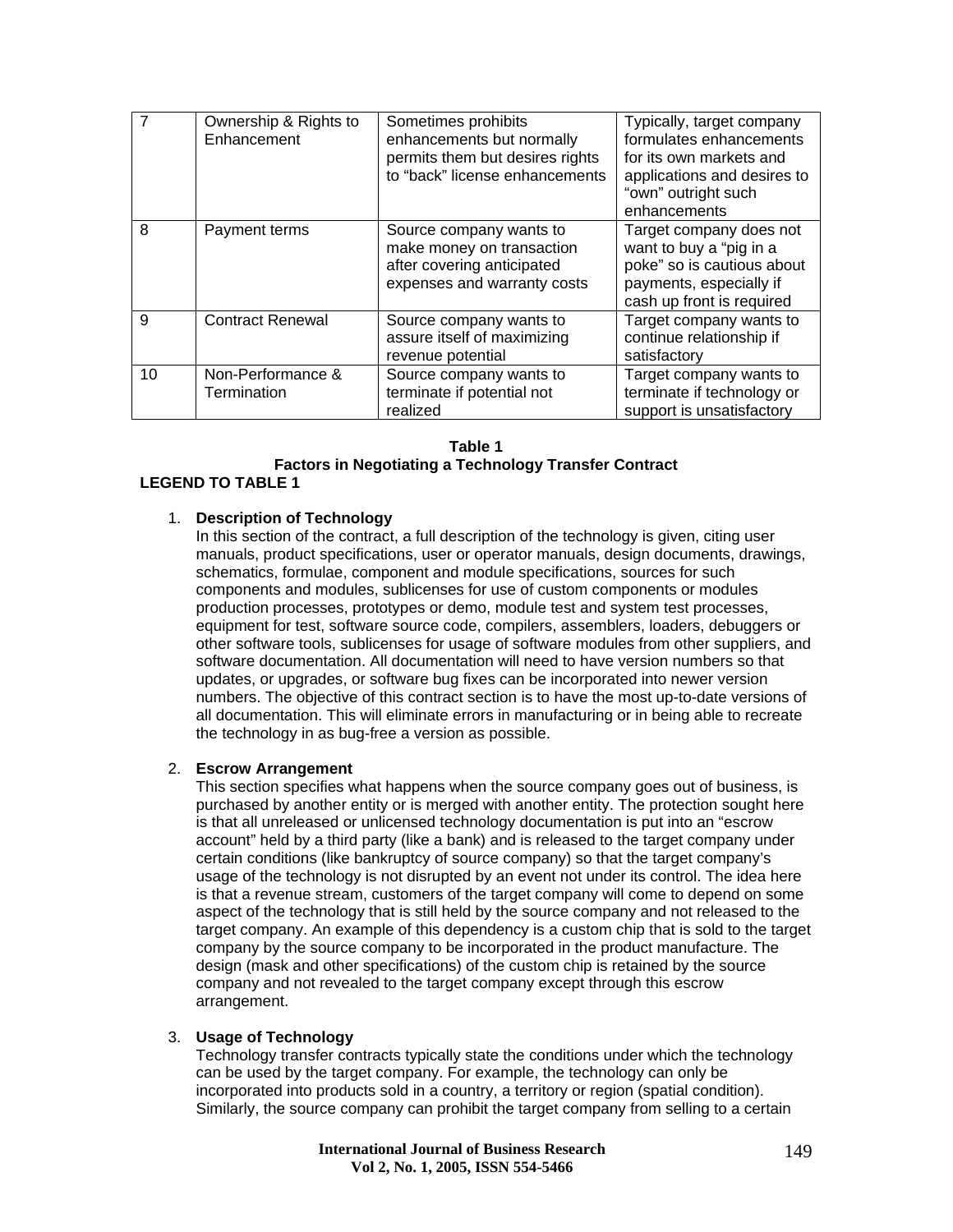| 7 | Ownership & Rights to Enhancement | Sometimes prohibits enhancements but normally permits them but desires rights to "back" license enhancements | Typically, target company formulates enhancements for its own markets and applications and desires to "own" outright such enhancements |
|---|---|---|---|
| 8 | Payment terms | Source company wants to make money on transaction after covering anticipated expenses and warranty costs | Target company does not want to buy a "pig in a poke" so is cautious about payments, especially if cash up front is required |
| 9 | Contract Renewal | Source company wants to assure itself of maximizing revenue potential | Target company wants to continue relationship if satisfactory |
| 10 | Non-Performance & Termination | Source company wants to terminate if potential not realized | Target company wants to terminate if technology or support is unsatisfactory |

**Table 1**
**Factors in Negotiating a Technology Transfer Contract**

**LEGEND TO TABLE 1**

1. **Description of Technology**
   In this section of the contract, a full description of the technology is given, citing user manuals, product specifications, user or operator manuals, design documents, drawings, schematics, formulae, component and module specifications, sources for such components and modules, sublicenses for use of custom components or modules production processes, prototypes or demo, module test and system test processes, equipment for test, software source code, compilers, assemblers, loaders, debuggers or other software tools, sublicenses for usage of software modules from other suppliers, and software documentation. All documentation will need to have version numbers so that updates, or upgrades, or software bug fixes can be incorporated into newer version numbers. The objective of this contract section is to have the most up-to-date versions of all documentation. This will eliminate errors in manufacturing or in being able to recreate the technology in as bug-free a version as possible.

2. **Escrow Arrangement**
   This section specifies what happens when the source company goes out of business, is purchased by another entity or is merged with another entity. The protection sought here is that all unreleased or unlicensed technology documentation is put into an "escrow account" held by a third party (like a bank) and is released to the target company under certain conditions (like bankruptcy of source company) so that the target company's usage of the technology is not disrupted by an event not under its control. The idea here is that a revenue stream, customers of the target company will come to depend on some aspect of the technology that is still held by the source company and not released to the target company. An example of this dependency is a custom chip that is sold to the target company by the source company to be incorporated in the product manufacture. The design (mask and other specifications) of the custom chip is retained by the source company and not revealed to the target company except through this escrow arrangement.

3. **Usage of Technology**
   Technology transfer contracts typically state the conditions under which the technology can be used by the target company. For example, the technology can only be incorporated into products sold in a country, a territory or region (spatial condition). Similarly, the source company can prohibit the target company from selling to a certain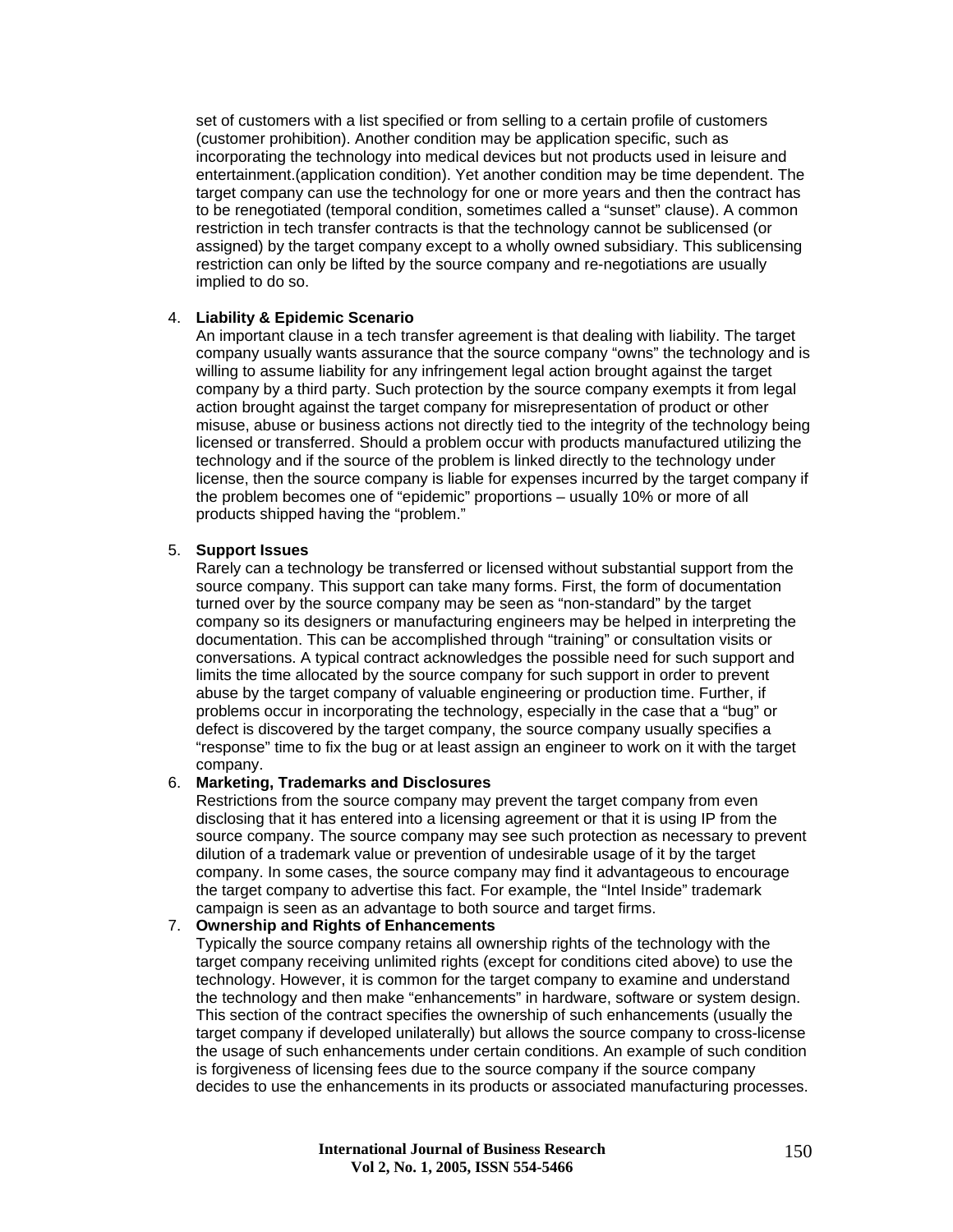set of customers with a list specified or from selling to a certain profile of customers (customer prohibition). Another condition may be application specific, such as incorporating the technology into medical devices but not products used in leisure and entertainment.(application condition). Yet another condition may be time dependent. The target company can use the technology for one or more years and then the contract has to be renegotiated (temporal condition, sometimes called a "sunset" clause). A common restriction in tech transfer contracts is that the technology cannot be sublicensed (or assigned) by the target company except to a wholly owned subsidiary. This sublicensing restriction can only be lifted by the source company and re-negotiations are usually implied to do so.

4. **Liability & Epidemic Scenario**
   An important clause in a tech transfer agreement is that dealing with liability. The target company usually wants assurance that the source company "owns" the technology and is willing to assume liability for any infringement legal action brought against the target company by a third party. Such protection by the source company exempts it from legal action brought against the target company for misrepresentation of product or other misuse, abuse or business actions not directly tied to the integrity of the technology being licensed or transferred. Should a problem occur with products manufactured utilizing the technology and if the source of the problem is linked directly to the technology under license, then the source company is liable for expenses incurred by the target company if the problem becomes one of "epidemic" proportions – usually 10% or more of all products shipped having the "problem."

5. **Support Issues**
   Rarely can a technology be transferred or licensed without substantial support from the source company. This support can take many forms. First, the form of documentation turned over by the source company may be seen as "non-standard" by the target company so its designers or manufacturing engineers may be helped in interpreting the documentation. This can be accomplished through "training" or consultation visits or conversations. A typical contract acknowledges the possible need for such support and limits the time allocated by the source company for such support in order to prevent abuse by the target company of valuable engineering or production time. Further, if problems occur in incorporating the technology, especially in the case that a "bug" or defect is discovered by the target company, the source company usually specifies a "response" time to fix the bug or at least assign an engineer to work on it with the target company.

6. **Marketing, Trademarks and Disclosures**
   Restrictions from the source company may prevent the target company from even disclosing that it has entered into a licensing agreement or that it is using IP from the source company. The source company may see such protection as necessary to prevent dilution of a trademark value or prevention of undesirable usage of it by the target company. In some cases, the source company may find it advantageous to encourage the target company to advertise this fact. For example, the "Intel Inside" trademark campaign is seen as an advantage to both source and target firms.

7. **Ownership and Rights of Enhancements**
   Typically the source company retains all ownership rights of the technology with the target company receiving unlimited rights (except for conditions cited above) to use the technology. However, it is common for the target company to examine and understand the technology and then make "enhancements" in hardware, software or system design. This section of the contract specifies the ownership of such enhancements (usually the target company if developed unilaterally) but allows the source company to cross-license the usage of such enhancements under certain conditions. An example of such condition is forgiveness of licensing fees due to the source company if the source company decides to use the enhancements in its products or associated manufacturing processes.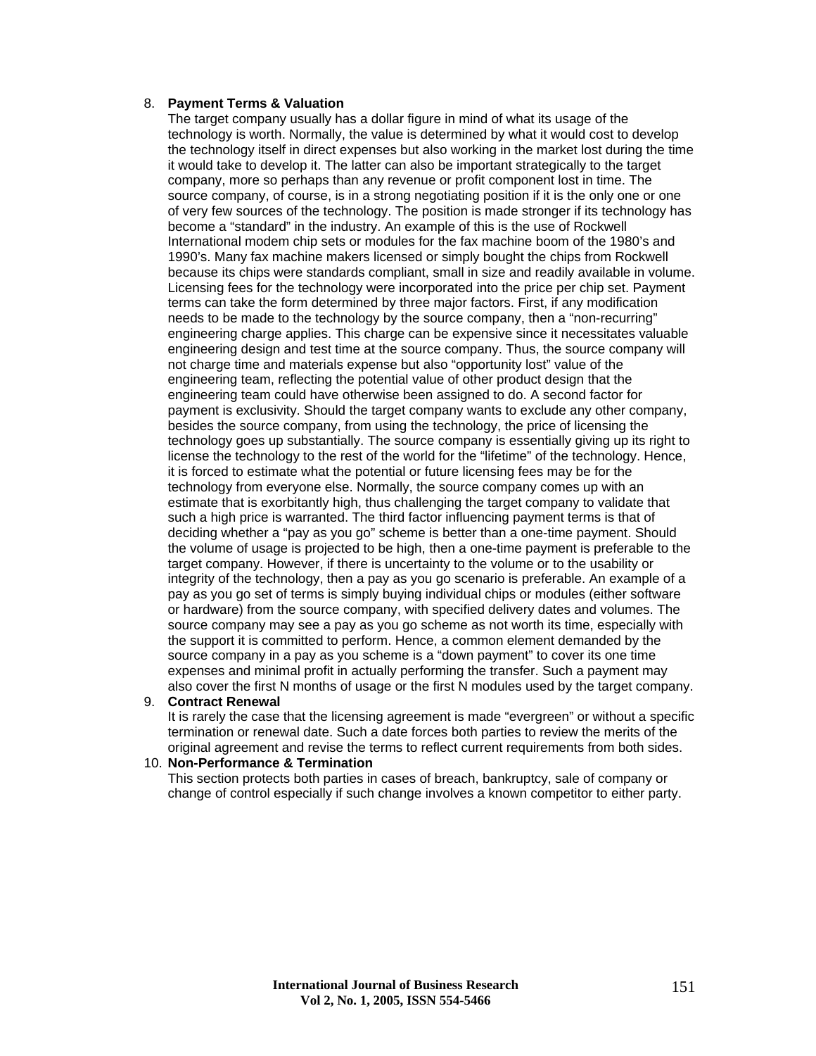8. **Payment Terms & Valuation**
   The target company usually has a dollar figure in mind of what its usage of the technology is worth. Normally, the value is determined by what it would cost to develop the technology itself in direct expenses but also working in the market lost during the time it would take to develop it. The latter can also be important strategically to the target company, more so perhaps than any revenue or profit component lost in time. The source company, of course, is in a strong negotiating position if it is the only one or one of very few sources of the technology. The position is made stronger if its technology has become a "standard" in the industry. An example of this is the use of Rockwell International modem chip sets or modules for the fax machine boom of the 1980's and 1990's. Many fax machine makers licensed or simply bought the chips from Rockwell because its chips were standards compliant, small in size and readily available in volume. Licensing fees for the technology were incorporated into the price per chip set. Payment terms can take the form determined by three major factors. First, if any modification needs to be made to the technology by the source company, then a "non-recurring" engineering charge applies. This charge can be expensive since it necessitates valuable engineering design and test time at the source company. Thus, the source company will not charge time and materials expense but also "opportunity lost" value of the engineering team, reflecting the potential value of other product design that the engineering team could have otherwise been assigned to do. A second factor for payment is exclusivity. Should the target company wants to exclude any other company, besides the source company, from using the technology, the price of licensing the technology goes up substantially. The source company is essentially giving up its right to license the technology to the rest of the world for the "lifetime" of the technology. Hence, it is forced to estimate what the potential or future licensing fees may be for the technology from everyone else. Normally, the source company comes up with an estimate that is exorbitantly high, thus challenging the target company to validate that such a high price is warranted. The third factor influencing payment terms is that of deciding whether a "pay as you go" scheme is better than a one-time payment. Should the volume of usage is projected to be high, then a one-time payment is preferable to the target company. However, if there is uncertainty to the volume or to the usability or integrity of the technology, then a pay as you go scenario is preferable. An example of a pay as you go set of terms is simply buying individual chips or modules (either software or hardware) from the source company, with specified delivery dates and volumes. The source company may see a pay as you go scheme as not worth its time, especially with the support it is committed to perform. Hence, a common element demanded by the source company in a pay as you scheme is a "down payment" to cover its one time expenses and minimal profit in actually performing the transfer. Such a payment may also cover the first N months of usage or the first N modules used by the target company.

9. **Contract Renewal**
   It is rarely the case that the licensing agreement is made "evergreen" or without a specific termination or renewal date. Such a date forces both parties to review the merits of the original agreement and revise the terms to reflect current requirements from both sides.

10. **Non-Performance & Termination**
    This section protects both parties in cases of breach, bankruptcy, sale of company or change of control especially if such change involves a known competitor to either party.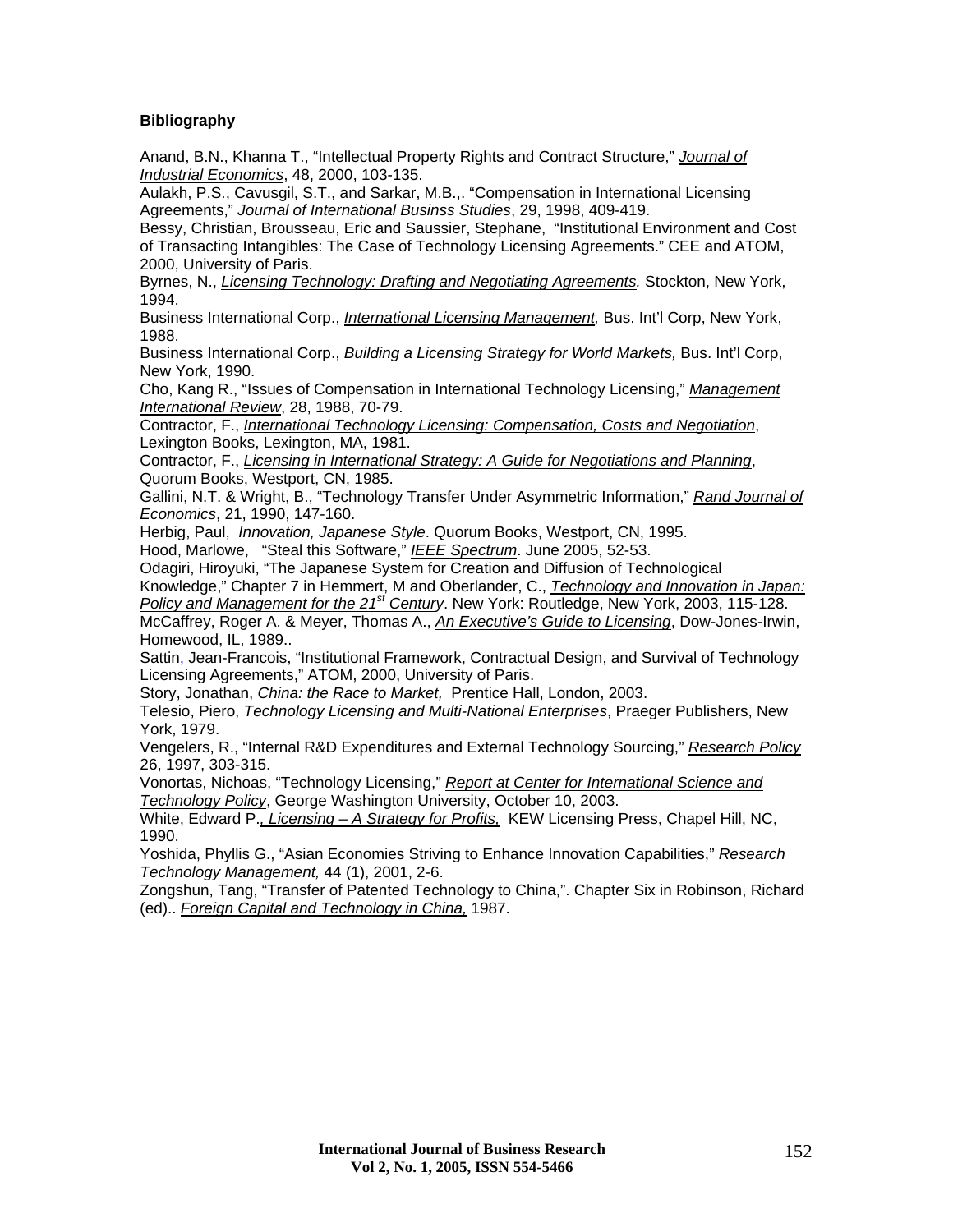**Bibliography**

Anand, B.N., Khanna T., "Intellectual Property Rights and Contract Structure," *Journal of Industrial Economics*, 48, 2000, 103-135.
Aulakh, P.S., Cavusgil, S.T., and Sarkar, M.B.,. "Compensation in International Licensing Agreements," *Journal of International Businss Studies*, 29, 1998, 409-419.
Bessy, Christian, Brousseau, Eric and Saussier, Stephane, "Institutional Environment and Cost of Transacting Intangibles: The Case of Technology Licensing Agreements." CEE and ATOM, 2000, University of Paris.
Byrnes, N., *Licensing Technology: Drafting and Negotiating Agreements.* Stockton, New York, 1994.
Business International Corp., *International Licensing Management,* Bus. Int'l Corp, New York, 1988.
Business International Corp., *Building a Licensing Strategy for World Markets,* Bus. Int'l Corp, New York, 1990.
Cho, Kang R., "Issues of Compensation in International Technology Licensing," *Management International Review*, 28, 1988, 70-79.
Contractor, F., *International Technology Licensing: Compensation, Costs and Negotiation*, Lexington Books, Lexington, MA, 1981.
Contractor, F., *Licensing in International Strategy: A Guide for Negotiations and Planning*, Quorum Books, Westport, CN, 1985.
Gallini, N.T. & Wright, B., "Technology Transfer Under Asymmetric Information," *Rand Journal of Economics*, 21, 1990, 147-160.
Herbig, Paul, *Innovation, Japanese Style*. Quorum Books, Westport, CN, 1995.
Hood, Marlowe, "Steal this Software," *IEEE Spectrum*. June 2005, 52-53.
Odagiri, Hiroyuki, "The Japanese System for Creation and Diffusion of Technological Knowledge," Chapter 7 in Hemmert, M and Oberlander, C., *Technology and Innovation in Japan: Policy and Management for the 21st Century*. New York: Routledge, New York, 2003, 115-128.
McCaffrey, Roger A. & Meyer, Thomas A., *An Executive's Guide to Licensing*, Dow-Jones-Irwin, Homewood, IL, 1989..
Sattin, Jean-Francois, "Institutional Framework, Contractual Design, and Survival of Technology Licensing Agreements," ATOM, 2000, University of Paris.
Story, Jonathan, *China: the Race to Market,* Prentice Hall, London, 2003.
Telesio, Piero, *Technology Licensing and Multi-National Enterprises*, Praeger Publishers, New York, 1979.
Vengelers, R., "Internal R&D Expenditures and External Technology Sourcing," *Research Policy* 26, 1997, 303-315.
Vonortas, Nichoas, "Technology Licensing," *Report at Center for International Science and Technology Policy*, George Washington University, October 10, 2003.
White, Edward P.*, Licensing – A Strategy for Profits,* KEW Licensing Press, Chapel Hill, NC, 1990.
Yoshida, Phyllis G., "Asian Economies Striving to Enhance Innovation Capabilities," *Research Technology Management,* 44 (1), 2001, 2-6.
Zongshun, Tang, "Transfer of Patented Technology to China,". Chapter Six in Robinson, Richard (ed).. *Foreign Capital and Technology in China,* 1987.